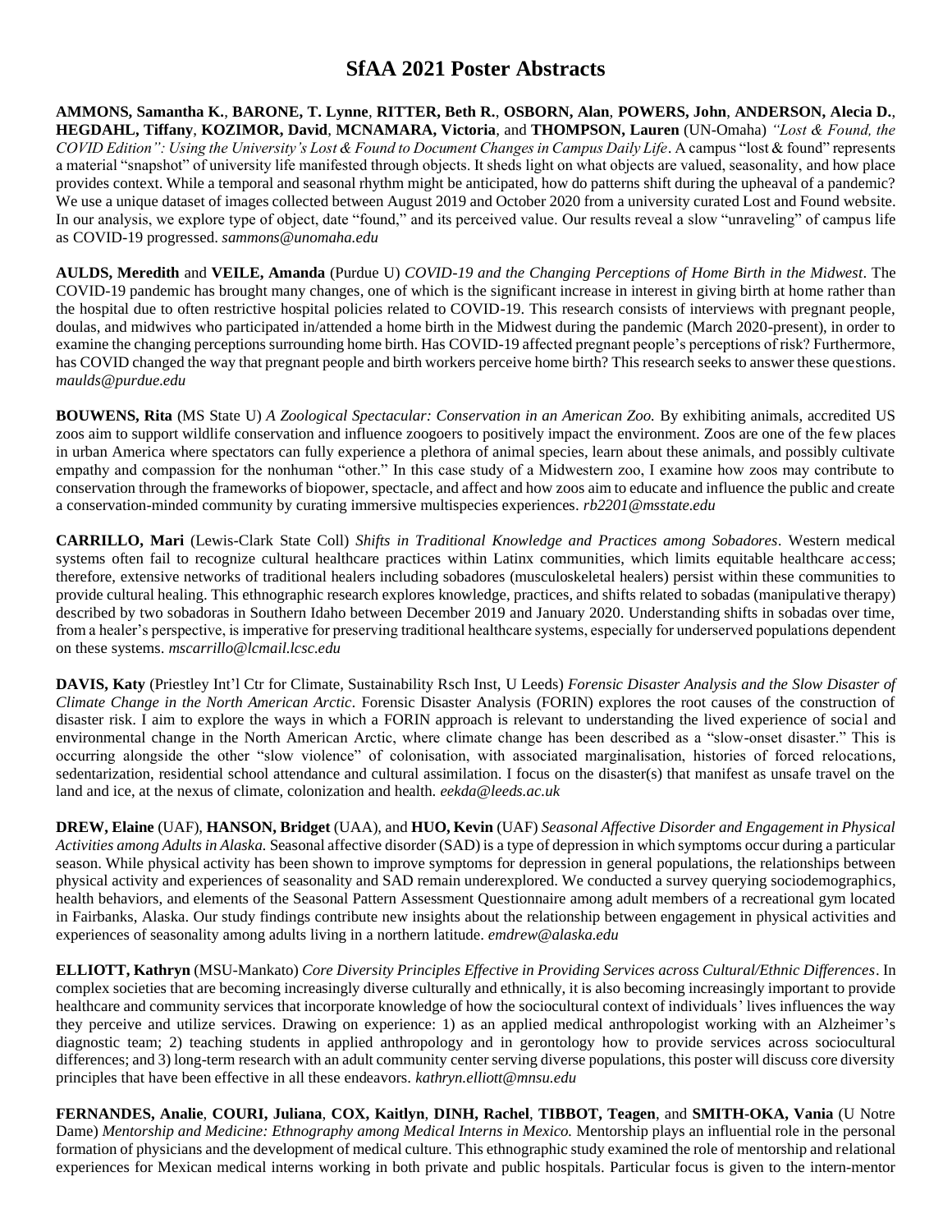# SfAA 2021 Poster Abstracts

**AMMONS, Samantha K.**, **BARONE, T. Lynne**, **RITTER, Beth R.**, **OSBORN, Alan**, **POWERS, John**, **ANDERSON, Alecia D.**, **HEGDAHL, Tiffany**, **KOZIMOR, David**, **MCNAMARA, Victoria**, and **THOMPSON, Lauren** (UN-Omaha) *"Lost & Found, the COVID Edition": Using the University's Lost & Found to Document Changes in Campus Daily Life*. A campus "lost & found" represents a material "snapshot" of university life manifested through objects. It sheds light on what objects are valued, seasonality, and how place provides context. While a temporal and seasonal rhythm might be anticipated, how do patterns shift during the upheaval of a pandemic? We use a unique dataset of images collected between August 2019 and October 2020 from a university curated Lost and Found website. In our analysis, we explore type of object, date "found," and its perceived value. Our results reveal a slow "unraveling" of campus life as COVID-19 progressed. *sammons@unomaha.edu*

**AULDS, Meredith** and **VEILE, Amanda** (Purdue U) *COVID-19 and the Changing Perceptions of Home Birth in the Midwest*. The COVID-19 pandemic has brought many changes, one of which is the significant increase in interest in giving birth at home rather than the hospital due to often restrictive hospital policies related to COVID-19. This research consists of interviews with pregnant people, doulas, and midwives who participated in/attended a home birth in the Midwest during the pandemic (March 2020-present), in order to examine the changing perceptions surrounding home birth. Has COVID-19 affected pregnant people's perceptions of risk? Furthermore, has COVID changed the way that pregnant people and birth workers perceive home birth? This research seeks to answer these questions. *maulds@purdue.edu*

**BOUWENS, Rita** (MS State U) *A Zoological Spectacular: Conservation in an American Zoo.* By exhibiting animals, accredited US zoos aim to support wildlife conservation and influence zoogoers to positively impact the environment. Zoos are one of the few places in urban America where spectators can fully experience a plethora of animal species, learn about these animals, and possibly cultivate empathy and compassion for the nonhuman "other." In this case study of a Midwestern zoo, I examine how zoos may contribute to conservation through the frameworks of biopower, spectacle, and affect and how zoos aim to educate and influence the public and create a conservation-minded community by curating immersive multispecies experiences. *rb2201@msstate.edu*

**CARRILLO, Mari** (Lewis-Clark State Coll) *Shifts in Traditional Knowledge and Practices among Sobadores*. Western medical systems often fail to recognize cultural healthcare practices within Latinx communities, which limits equitable healthcare access; therefore, extensive networks of traditional healers including sobadores (musculoskeletal healers) persist within these communities to provide cultural healing. This ethnographic research explores knowledge, practices, and shifts related to sobadas (manipulative therapy) described by two sobadoras in Southern Idaho between December 2019 and January 2020. Understanding shifts in sobadas over time, from a healer's perspective, is imperative for preserving traditional healthcare systems, especially for underserved populations dependent on these systems. *mscarrillo@lcmail.lcsc.edu*

**DAVIS, Katy** (Priestley Int'l Ctr for Climate, Sustainability Rsch Inst, U Leeds) *Forensic Disaster Analysis and the Slow Disaster of Climate Change in the North American Arctic*. Forensic Disaster Analysis (FORIN) explores the root causes of the construction of disaster risk. I aim to explore the ways in which a FORIN approach is relevant to understanding the lived experience of social and environmental change in the North American Arctic, where climate change has been described as a "slow-onset disaster." This is occurring alongside the other "slow violence" of colonisation, with associated marginalisation, histories of forced relocations, sedentarization, residential school attendance and cultural assimilation. I focus on the disaster(s) that manifest as unsafe travel on the land and ice, at the nexus of climate, colonization and health. *eekda@leeds.ac.uk*

**DREW, Elaine** (UAF), **HANSON, Bridget** (UAA), and **HUO, Kevin** (UAF) *Seasonal Affective Disorder and Engagement in Physical Activities among Adults in Alaska.* Seasonal affective disorder (SAD) is a type of depression in which symptoms occur during a particular season. While physical activity has been shown to improve symptoms for depression in general populations, the relationships between physical activity and experiences of seasonality and SAD remain underexplored. We conducted a survey querying sociodemographics, health behaviors, and elements of the Seasonal Pattern Assessment Questionnaire among adult members of a recreational gym located in Fairbanks, Alaska. Our study findings contribute new insights about the relationship between engagement in physical activities and experiences of seasonality among adults living in a northern latitude. *emdrew@alaska.edu*

**ELLIOTT, Kathryn** (MSU-Mankato) *Core Diversity Principles Effective in Providing Services across Cultural/Ethnic Differences*. In complex societies that are becoming increasingly diverse culturally and ethnically, it is also becoming increasingly important to provide healthcare and community services that incorporate knowledge of how the sociocultural context of individuals' lives influences the way they perceive and utilize services. Drawing on experience: 1) as an applied medical anthropologist working with an Alzheimer's diagnostic team; 2) teaching students in applied anthropology and in gerontology how to provide services across sociocultural differences; and 3) long-term research with an adult community center serving diverse populations, this poster will discuss core diversity principles that have been effective in all these endeavors. *kathryn.elliott@mnsu.edu*

**FERNANDES, Analie**, **COURI, Juliana**, **COX, Kaitlyn**, **DINH, Rachel**, **TIBBOT, Teagen**, and **SMITH-OKA, Vania** (U Notre Dame) *Mentorship and Medicine: Ethnography among Medical Interns in Mexico.* Mentorship plays an influential role in the personal formation of physicians and the development of medical culture. This ethnographic study examined the role of mentorship and relational experiences for Mexican medical interns working in both private and public hospitals. Particular focus is given to the intern-mentor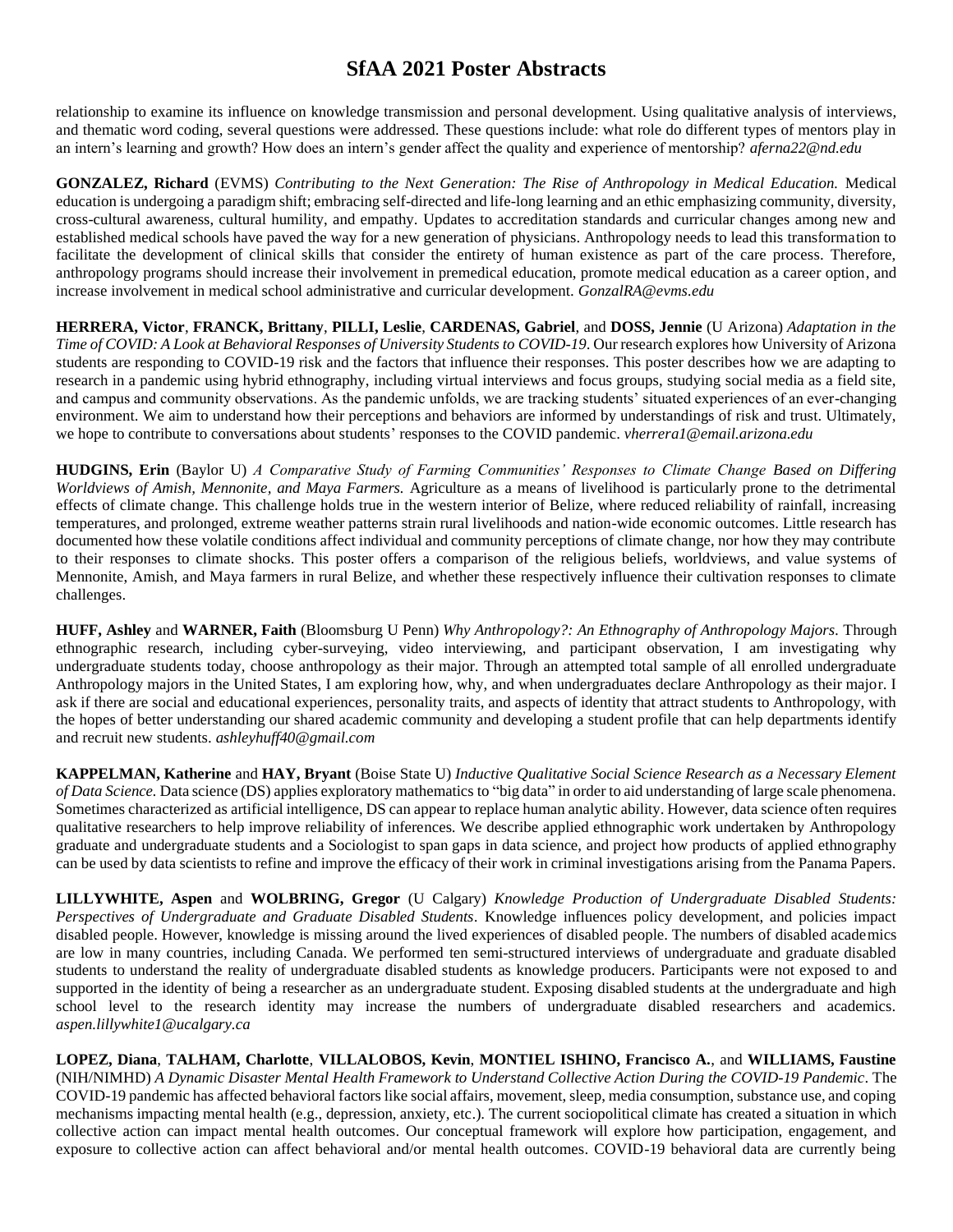relationship to examine its influence on knowledge transmission and personal development. Using qualitative analysis of interviews, and thematic word coding, several questions were addressed. These questions include: what role do different types of mentors play in an intern's learning and growth? How does an intern's gender affect the quality and experience of mentorship? *aferna22@nd.edu*

**GONZALEZ, Richard** (EVMS) *Contributing to the Next Generation: The Rise of Anthropology in Medical Education.* Medical education is undergoing a paradigm shift; embracing self-directed and life-long learning and an ethic emphasizing community, diversity, cross-cultural awareness, cultural humility, and empathy. Updates to accreditation standards and curricular changes among new and established medical schools have paved the way for a new generation of physicians. Anthropology needs to lead this transformation to facilitate the development of clinical skills that consider the entirety of human existence as part of the care process. Therefore, anthropology programs should increase their involvement in premedical education, promote medical education as a career option, and increase involvement in medical school administrative and curricular development. *GonzalRA@evms.edu*

**HERRERA, Victor**, **FRANCK, Brittany**, **PILLI, Leslie**, **CARDENAS, Gabriel**, and **DOSS, Jennie** (U Arizona) *Adaptation in the Time of COVID: A Look at Behavioral Responses of University Students to COVID-19*. Our research explores how University of Arizona students are responding to COVID-19 risk and the factors that influence their responses. This poster describes how we are adapting to research in a pandemic using hybrid ethnography, including virtual interviews and focus groups, studying social media as a field site, and campus and community observations. As the pandemic unfolds, we are tracking students' situated experiences of an ever-changing environment. We aim to understand how their perceptions and behaviors are informed by understandings of risk and trust. Ultimately, we hope to contribute to conversations about students' responses to the COVID pandemic. *vherrera1@email.arizona.edu*

**HUDGINS, Erin** (Baylor U) *A Comparative Study of Farming Communities' Responses to Climate Change Based on Differing Worldviews of Amish, Mennonite, and Maya Farmers.* Agriculture as a means of livelihood is particularly prone to the detrimental effects of climate change. This challenge holds true in the western interior of Belize, where reduced reliability of rainfall, increasing temperatures, and prolonged, extreme weather patterns strain rural livelihoods and nation-wide economic outcomes. Little research has documented how these volatile conditions affect individual and community perceptions of climate change, nor how they may contribute to their responses to climate shocks. This poster offers a comparison of the religious beliefs, worldviews, and value systems of Mennonite, Amish, and Maya farmers in rural Belize, and whether these respectively influence their cultivation responses to climate challenges.

**HUFF, Ashley** and **WARNER, Faith** (Bloomsburg U Penn) *Why Anthropology?: An Ethnography of Anthropology Majors*. Through ethnographic research, including cyber-surveying, video interviewing, and participant observation, I am investigating why undergraduate students today, choose anthropology as their major. Through an attempted total sample of all enrolled undergraduate Anthropology majors in the United States, I am exploring how, why, and when undergraduates declare Anthropology as their major. I ask if there are social and educational experiences, personality traits, and aspects of identity that attract students to Anthropology, with the hopes of better understanding our shared academic community and developing a student profile that can help departments identify and recruit new students. *ashleyhuff40@gmail.com*

**KAPPELMAN, Katherine** and **HAY, Bryant** (Boise State U) *Inductive Qualitative Social Science Research as a Necessary Element of Data Science.* Data science (DS) applies exploratory mathematics to "big data" in order to aid understanding of large scale phenomena. Sometimes characterized as artificial intelligence, DS can appear to replace human analytic ability. However, data science often requires qualitative researchers to help improve reliability of inferences. We describe applied ethnographic work undertaken by Anthropology graduate and undergraduate students and a Sociologist to span gaps in data science, and project how products of applied ethnography can be used by data scientists to refine and improve the efficacy of their work in criminal investigations arising from the Panama Papers.

**LILLYWHITE, Aspen** and **WOLBRING, Gregor** (U Calgary) *Knowledge Production of Undergraduate Disabled Students: Perspectives of Undergraduate and Graduate Disabled Students*. Knowledge influences policy development, and policies impact disabled people. However, knowledge is missing around the lived experiences of disabled people. The numbers of disabled academics are low in many countries, including Canada. We performed ten semi-structured interviews of undergraduate and graduate disabled students to understand the reality of undergraduate disabled students as knowledge producers. Participants were not exposed to and supported in the identity of being a researcher as an undergraduate student. Exposing disabled students at the undergraduate and high school level to the research identity may increase the numbers of undergraduate disabled researchers and academics. *aspen.lillywhite1@ucalgary.ca*

**LOPEZ, Diana**, **TALHAM, Charlotte**, **VILLALOBOS, Kevin**, **MONTIEL ISHINO, Francisco A.**, and **WILLIAMS, Faustine** (NIH/NIMHD) *A Dynamic Disaster Mental Health Framework to Understand Collective Action During the COVID-19 Pandemic*. The COVID-19 pandemic has affected behavioral factors like social affairs, movement, sleep, media consumption, substance use, and coping mechanisms impacting mental health (e.g., depression, anxiety, etc.). The current sociopolitical climate has created a situation in which collective action can impact mental health outcomes. Our conceptual framework will explore how participation, engagement, and exposure to collective action can affect behavioral and/or mental health outcomes. COVID-19 behavioral data are currently being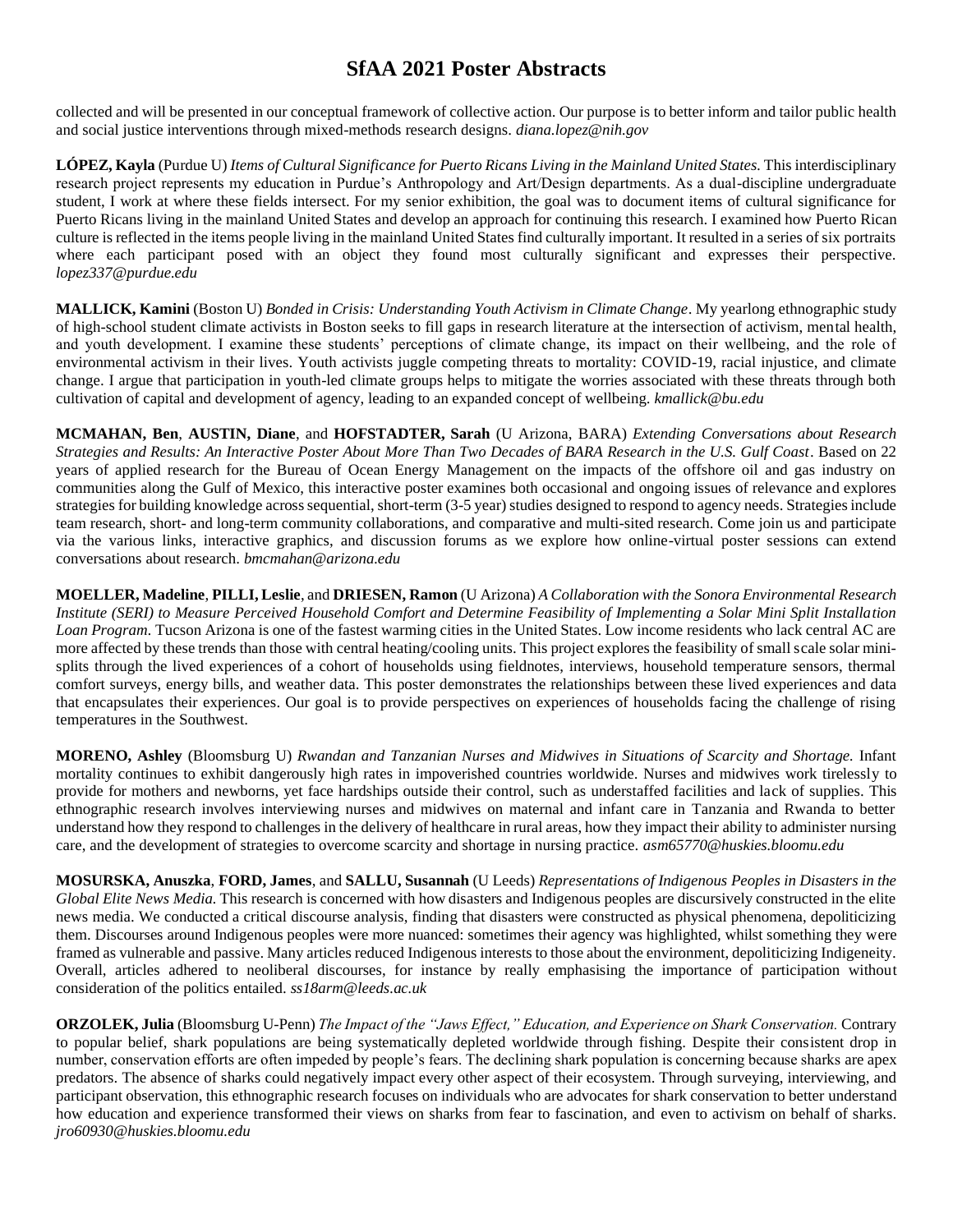collected and will be presented in our conceptual framework of collective action. Our purpose is to better inform and tailor public health and social justice interventions through mixed-methods research designs. *diana.lopez@nih.gov*

**LÓPEZ, Kayla** (Purdue U) *Items of Cultural Significance for Puerto Ricans Living in the Mainland United States.* This interdisciplinary research project represents my education in Purdue's Anthropology and Art/Design departments. As a dual-discipline undergraduate student, I work at where these fields intersect. For my senior exhibition, the goal was to document items of cultural significance for Puerto Ricans living in the mainland United States and develop an approach for continuing this research. I examined how Puerto Rican culture is reflected in the items people living in the mainland United States find culturally important. It resulted in a series of six portraits where each participant posed with an object they found most culturally significant and expresses their perspective. *lopez337@purdue.edu*

**MALLICK, Kamini** (Boston U) *Bonded in Crisis: Understanding Youth Activism in Climate Change*. My yearlong ethnographic study of high-school student climate activists in Boston seeks to fill gaps in research literature at the intersection of activism, mental health, and youth development. I examine these students' perceptions of climate change, its impact on their wellbeing, and the role of environmental activism in their lives. Youth activists juggle competing threats to mortality: COVID-19, racial injustice, and climate change. I argue that participation in youth-led climate groups helps to mitigate the worries associated with these threats through both cultivation of capital and development of agency, leading to an expanded concept of wellbeing. *kmallick@bu.edu*

**MCMAHAN, Ben**, **AUSTIN, Diane**, and **HOFSTADTER, Sarah** (U Arizona, BARA) *Extending Conversations about Research Strategies and Results: An Interactive Poster About More Than Two Decades of BARA Research in the U.S. Gulf Coast*. Based on 22 years of applied research for the Bureau of Ocean Energy Management on the impacts of the offshore oil and gas industry on communities along the Gulf of Mexico, this interactive poster examines both occasional and ongoing issues of relevance and explores strategies for building knowledge across sequential, short-term (3-5 year) studies designed to respond to agency needs. Strategies include team research, short- and long-term community collaborations, and comparative and multi-sited research. Come join us and participate via the various links, interactive graphics, and discussion forums as we explore how online-virtual poster sessions can extend conversations about research. *bmcmahan@arizona.edu*

**MOELLER, Madeline**, **PILLI, Leslie**, and **DRIESEN, Ramon** (U Arizona) *A Collaboration with the Sonora Environmental Research Institute (SERI) to Measure Perceived Household Comfort and Determine Feasibility of Implementing a Solar Mini Split Installation Loan Program.* Tucson Arizona is one of the fastest warming cities in the United States. Low income residents who lack central AC are more affected by these trends than those with central heating/cooling units. This project explores the feasibility of small scale solar mini-splits through the lived experiences of a cohort of households using fieldnotes, interviews, household temperature sensors, thermal comfort surveys, energy bills, and weather data. This poster demonstrates the relationships between these lived experiences and data that encapsulates their experiences. Our goal is to provide perspectives on experiences of households facing the challenge of rising temperatures in the Southwest.

**MORENO, Ashley** (Bloomsburg U) *Rwandan and Tanzanian Nurses and Midwives in Situations of Scarcity and Shortage.* Infant mortality continues to exhibit dangerously high rates in impoverished countries worldwide. Nurses and midwives work tirelessly to provide for mothers and newborns, yet face hardships outside their control, such as understaffed facilities and lack of supplies. This ethnographic research involves interviewing nurses and midwives on maternal and infant care in Tanzania and Rwanda to better understand how they respond to challenges in the delivery of healthcare in rural areas, how they impact their ability to administer nursing care, and the development of strategies to overcome scarcity and shortage in nursing practice. *asm65770@huskies.bloomu.edu*

**MOSURSKA, Anuszka**, **FORD, James**, and **SALLU, Susannah** (U Leeds) *Representations of Indigenous Peoples in Disasters in the Global Elite News Media.* This research is concerned with how disasters and Indigenous peoples are discursively constructed in the elite news media. We conducted a critical discourse analysis, finding that disasters were constructed as physical phenomena, depoliticizing them. Discourses around Indigenous peoples were more nuanced: sometimes their agency was highlighted, whilst something they were framed as vulnerable and passive. Many articles reduced Indigenous interests to those about the environment, depoliticizing Indigeneity. Overall, articles adhered to neoliberal discourses, for instance by really emphasising the importance of participation without consideration of the politics entailed. *ss18arm@leeds.ac.uk*

**ORZOLEK, Julia** (Bloomsburg U-Penn) *The Impact of the "Jaws Effect," Education, and Experience on Shark Conservation.* Contrary to popular belief, shark populations are being systematically depleted worldwide through fishing. Despite their consistent drop in number, conservation efforts are often impeded by people's fears. The declining shark population is concerning because sharks are apex predators. The absence of sharks could negatively impact every other aspect of their ecosystem. Through surveying, interviewing, and participant observation, this ethnographic research focuses on individuals who are advocates for shark conservation to better understand how education and experience transformed their views on sharks from fear to fascination, and even to activism on behalf of sharks. *jro60930@huskies.bloomu.edu*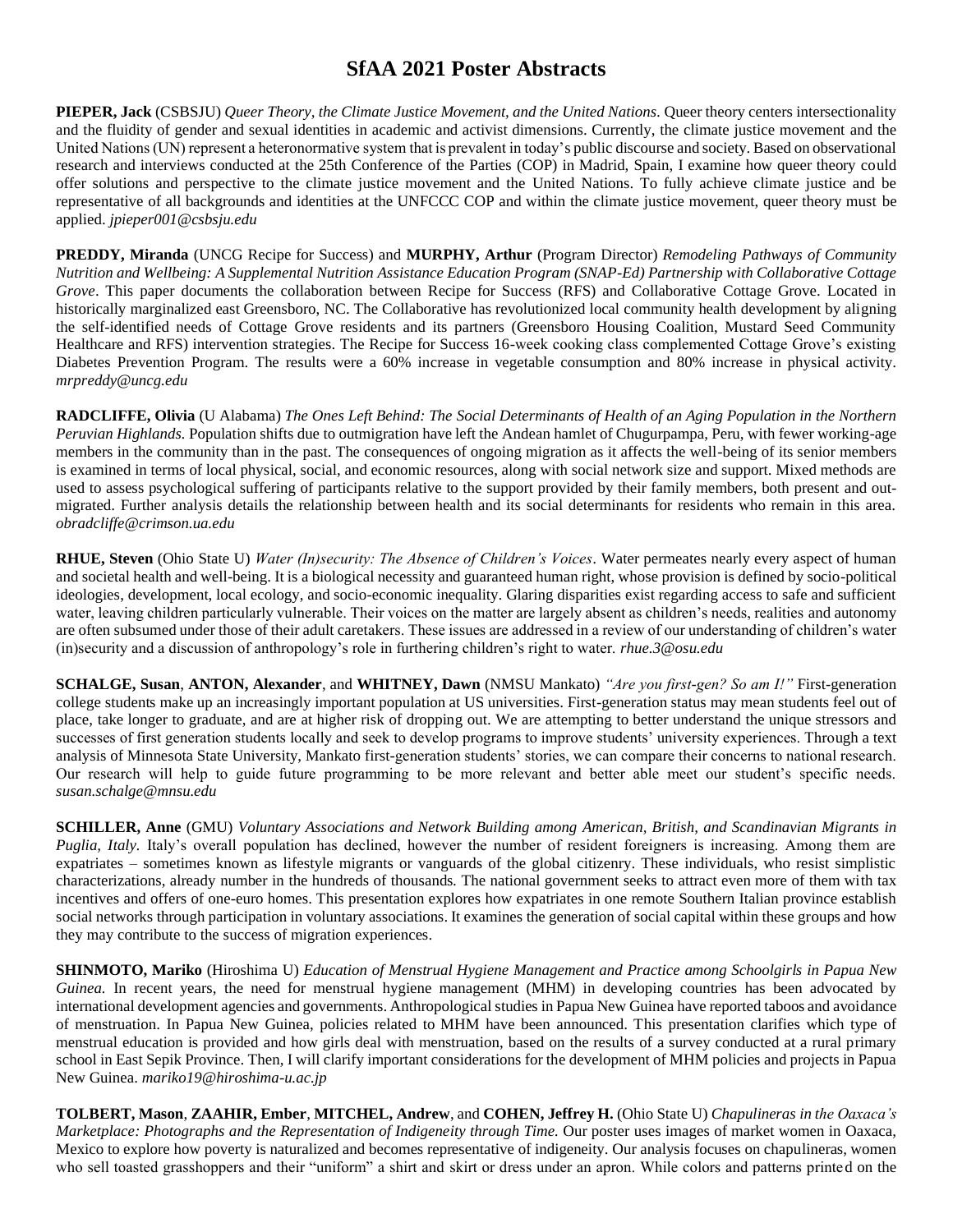# SfAA 2021 Poster Abstracts

**PIEPER, Jack** (CSBSJU) *Queer Theory, the Climate Justice Movement, and the United Nations*. Queer theory centers intersectionality and the fluidity of gender and sexual identities in academic and activist dimensions. Currently, the climate justice movement and the United Nations (UN) represent a heteronormative system that is prevalent in today's public discourse and society. Based on observational research and interviews conducted at the 25th Conference of the Parties (COP) in Madrid, Spain, I examine how queer theory could offer solutions and perspective to the climate justice movement and the United Nations. To fully achieve climate justice and be representative of all backgrounds and identities at the UNFCCC COP and within the climate justice movement, queer theory must be applied. *jpieper001@csbsju.edu*

**PREDDY, Miranda** (UNCG Recipe for Success) and **MURPHY, Arthur** (Program Director) *Remodeling Pathways of Community Nutrition and Wellbeing: A Supplemental Nutrition Assistance Education Program (SNAP-Ed) Partnership with Collaborative Cottage Grove*. This paper documents the collaboration between Recipe for Success (RFS) and Collaborative Cottage Grove. Located in historically marginalized east Greensboro, NC. The Collaborative has revolutionized local community health development by aligning the self-identified needs of Cottage Grove residents and its partners (Greensboro Housing Coalition, Mustard Seed Community Healthcare and RFS) intervention strategies. The Recipe for Success 16-week cooking class complemented Cottage Grove's existing Diabetes Prevention Program. The results were a 60% increase in vegetable consumption and 80% increase in physical activity. *mrpreddy@uncg.edu*

**RADCLIFFE, Olivia** (U Alabama) *The Ones Left Behind: The Social Determinants of Health of an Aging Population in the Northern Peruvian Highlands.* Population shifts due to outmigration have left the Andean hamlet of Chugurpampa, Peru, with fewer working-age members in the community than in the past. The consequences of ongoing migration as it affects the well-being of its senior members is examined in terms of local physical, social, and economic resources, along with social network size and support. Mixed methods are used to assess psychological suffering of participants relative to the support provided by their family members, both present and out-migrated. Further analysis details the relationship between health and its social determinants for residents who remain in this area. *obradcliffe@crimson.ua.edu*

**RHUE, Steven** (Ohio State U) *Water (In)security: The Absence of Children's Voices*. Water permeates nearly every aspect of human and societal health and well-being. It is a biological necessity and guaranteed human right, whose provision is defined by socio-political ideologies, development, local ecology, and socio-economic inequality. Glaring disparities exist regarding access to safe and sufficient water, leaving children particularly vulnerable. Their voices on the matter are largely absent as children's needs, realities and autonomy are often subsumed under those of their adult caretakers. These issues are addressed in a review of our understanding of children's water (in)security and a discussion of anthropology's role in furthering children's right to water. *rhue.3@osu.edu*

**SCHALGE, Susan**, **ANTON, Alexander**, and **WHITNEY, Dawn** (NMSU Mankato) *"Are you first-gen? So am I!"* First-generation college students make up an increasingly important population at US universities. First-generation status may mean students feel out of place, take longer to graduate, and are at higher risk of dropping out. We are attempting to better understand the unique stressors and successes of first generation students locally and seek to develop programs to improve students' university experiences. Through a text analysis of Minnesota State University, Mankato first-generation students' stories, we can compare their concerns to national research. Our research will help to guide future programming to be more relevant and better able meet our student's specific needs. *susan.schalge@mnsu.edu*

**SCHILLER, Anne** (GMU) *Voluntary Associations and Network Building among American, British, and Scandinavian Migrants in Puglia, Italy.* Italy's overall population has declined, however the number of resident foreigners is increasing. Among them are expatriates – sometimes known as lifestyle migrants or vanguards of the global citizenry. These individuals, who resist simplistic characterizations, already number in the hundreds of thousands. The national government seeks to attract even more of them with tax incentives and offers of one-euro homes. This presentation explores how expatriates in one remote Southern Italian province establish social networks through participation in voluntary associations. It examines the generation of social capital within these groups and how they may contribute to the success of migration experiences.

**SHINMOTO, Mariko** (Hiroshima U) *Education of Menstrual Hygiene Management and Practice among Schoolgirls in Papua New Guinea.* In recent years, the need for menstrual hygiene management (MHM) in developing countries has been advocated by international development agencies and governments. Anthropological studies in Papua New Guinea have reported taboos and avoidance of menstruation. In Papua New Guinea, policies related to MHM have been announced. This presentation clarifies which type of menstrual education is provided and how girls deal with menstruation, based on the results of a survey conducted at a rural primary school in East Sepik Province. Then, I will clarify important considerations for the development of MHM policies and projects in Papua New Guinea. *mariko19@hiroshima-u.ac.jp*

**TOLBERT, Mason**, **ZAAHIR, Ember**, **MITCHEL, Andrew**, and **COHEN, Jeffrey H.** (Ohio State U) *Chapulineras in the Oaxaca's Marketplace: Photographs and the Representation of Indigeneity through Time.* Our poster uses images of market women in Oaxaca, Mexico to explore how poverty is naturalized and becomes representative of indigeneity. Our analysis focuses on chapulineras, women who sell toasted grasshoppers and their "uniform" a shirt and skirt or dress under an apron. While colors and patterns printed on the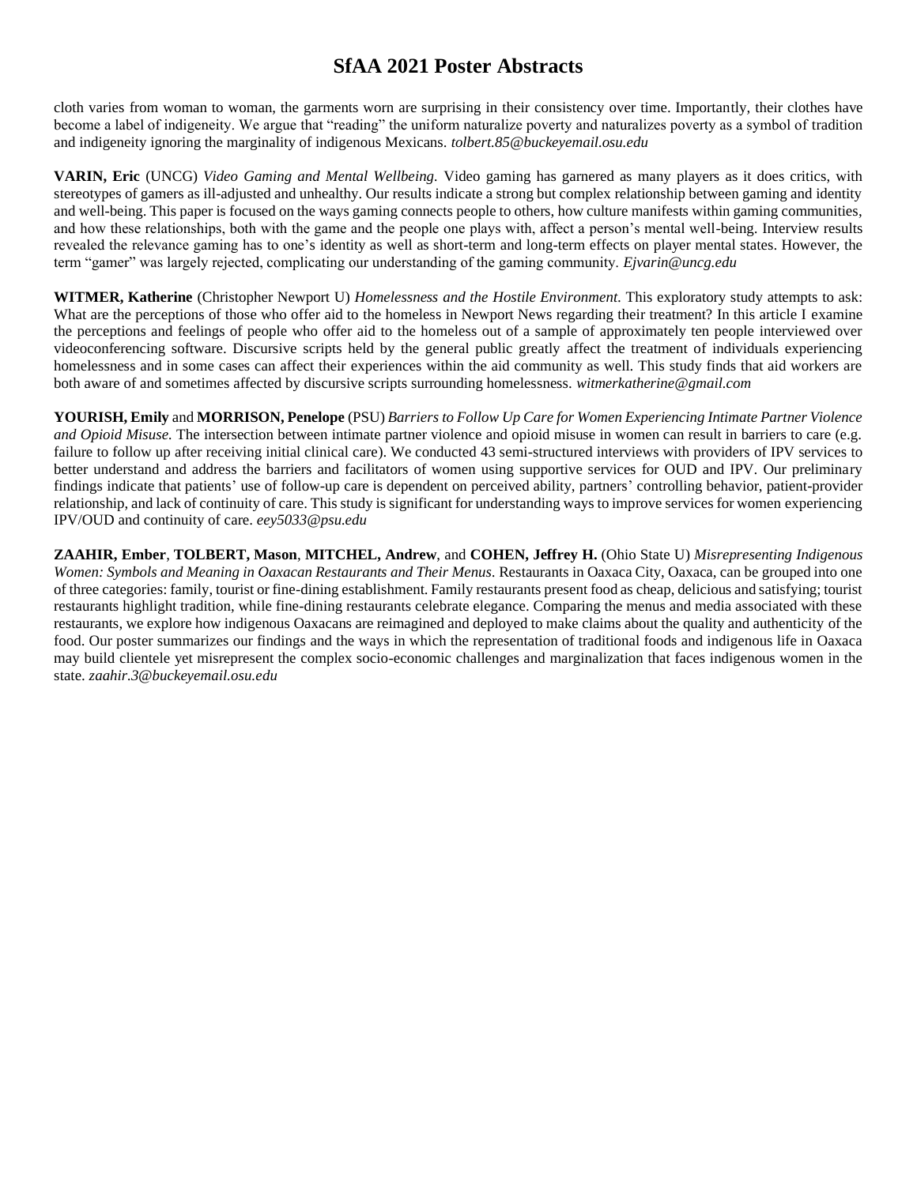cloth varies from woman to woman, the garments worn are surprising in their consistency over time. Importantly, their clothes have become a label of indigeneity. We argue that "reading" the uniform naturalize poverty and naturalizes poverty as a symbol of tradition and indigeneity ignoring the marginality of indigenous Mexicans. *tolbert.85@buckeyemail.osu.edu*

**VARIN, Eric** (UNCG) *Video Gaming and Mental Wellbeing.* Video gaming has garnered as many players as it does critics, with stereotypes of gamers as ill-adjusted and unhealthy. Our results indicate a strong but complex relationship between gaming and identity and well-being. This paper is focused on the ways gaming connects people to others, how culture manifests within gaming communities, and how these relationships, both with the game and the people one plays with, affect a person's mental well-being. Interview results revealed the relevance gaming has to one's identity as well as short-term and long-term effects on player mental states. However, the term "gamer" was largely rejected, complicating our understanding of the gaming community. *Ejvarin@uncg.edu*

**WITMER, Katherine** (Christopher Newport U) *Homelessness and the Hostile Environment.* This exploratory study attempts to ask: What are the perceptions of those who offer aid to the homeless in Newport News regarding their treatment? In this article I examine the perceptions and feelings of people who offer aid to the homeless out of a sample of approximately ten people interviewed over videoconferencing software. Discursive scripts held by the general public greatly affect the treatment of individuals experiencing homelessness and in some cases can affect their experiences within the aid community as well. This study finds that aid workers are both aware of and sometimes affected by discursive scripts surrounding homelessness. *witmerkatherine@gmail.com*

**YOURISH, Emily** and **MORRISON, Penelope** (PSU) *Barriers to Follow Up Care for Women Experiencing Intimate Partner Violence and Opioid Misuse.* The intersection between intimate partner violence and opioid misuse in women can result in barriers to care (e.g. failure to follow up after receiving initial clinical care). We conducted 43 semi-structured interviews with providers of IPV services to better understand and address the barriers and facilitators of women using supportive services for OUD and IPV. Our preliminary findings indicate that patients' use of follow-up care is dependent on perceived ability, partners' controlling behavior, patient-provider relationship, and lack of continuity of care. This study is significant for understanding ways to improve services for women experiencing IPV/OUD and continuity of care. *eey5033@psu.edu*

**ZAAHIR, Ember**, **TOLBERT, Mason**, **MITCHEL, Andrew**, and **COHEN, Jeffrey H.** (Ohio State U) *Misrepresenting Indigenous Women: Symbols and Meaning in Oaxacan Restaurants and Their Menus.* Restaurants in Oaxaca City, Oaxaca, can be grouped into one of three categories: family, tourist or fine-dining establishment. Family restaurants present food as cheap, delicious and satisfying; tourist restaurants highlight tradition, while fine-dining restaurants celebrate elegance. Comparing the menus and media associated with these restaurants, we explore how indigenous Oaxacans are reimagined and deployed to make claims about the quality and authenticity of the food. Our poster summarizes our findings and the ways in which the representation of traditional foods and indigenous life in Oaxaca may build clientele yet misrepresent the complex socio-economic challenges and marginalization that faces indigenous women in the state. *zaahir.3@buckeyemail.osu.edu*